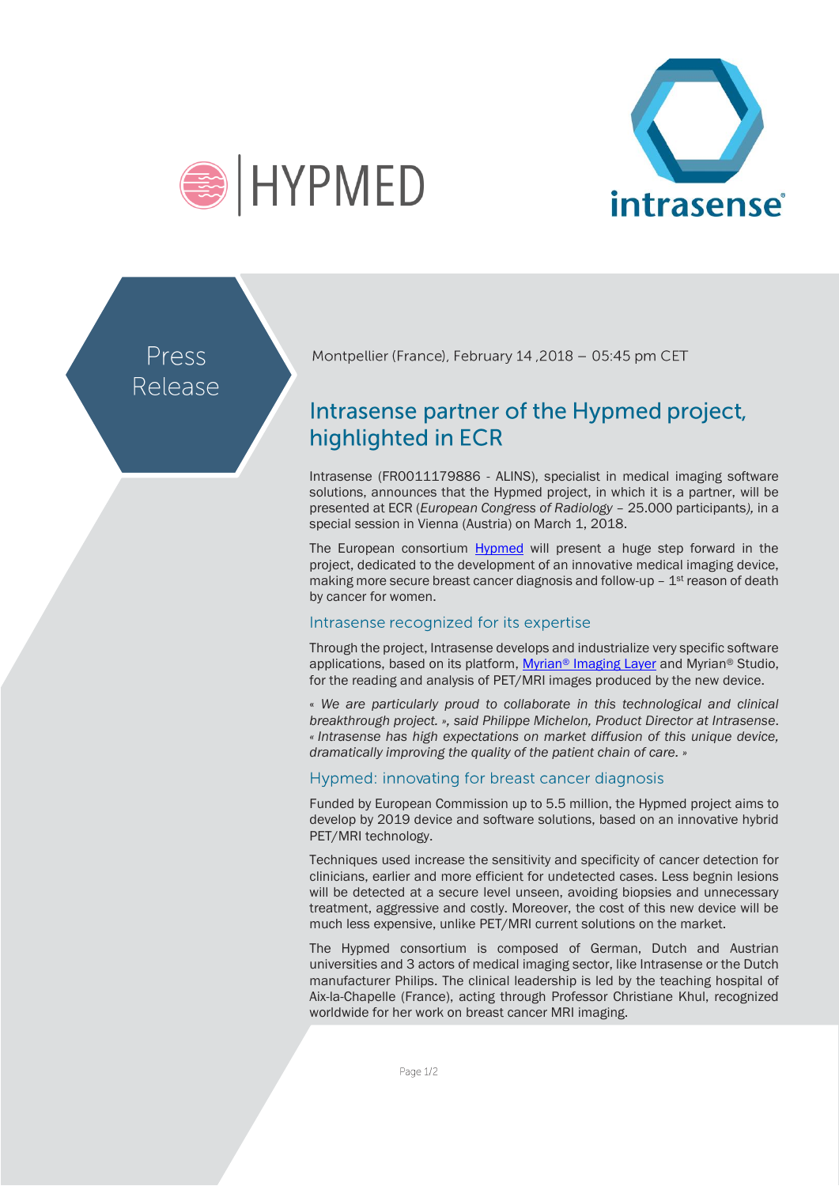HYPMED

intrasense

Press Release

Montpellier (France), February 14 ,2018 – 05:45 pm CET

# Intrasense partner of the Hypmed project, highlighted in ECR

Intrasense (FR0011179886 - ALINS), specialist in medical imaging software solutions, announces that the Hypmed project, in which it is a partner, will be presented at ECR (*European Congress of Radiology* – 25.000 participants*)*, in a special session in Vienna (Austria) on March 1, 2018.

The European consortium Hypmed will present a huge step forward in the project, dedicated to the development of an innovative medical imaging device, making more secure breast cancer diagnosis and follow-up – 1st reason of death by cancer for women.

## Intrasense recognized for its expertise

Through the project, Intrasense develops and industrialize very specific software applications, based on its platform, Myrian® Imaging Layer and Myrian® Studio, for the reading and analysis of PET/MRI images produced by the new device.

*« We are particularly proud to collaborate in this technological and clinical breakthrough project. », said Philippe Michelon, Product Director at Intrasense. « Intrasense has high expectations on market diffusion of this unique device, dramatically improving the quality of the patient chain of care. »*

## Hypmed: innovating for breast cancer diagnosis

Funded by European Commission up to 5.5 million, the Hypmed project aims to develop by 2019 device and software solutions, based on an innovative hybrid PET/MRI technology.

Techniques used increase the sensitivity and specificity of cancer detection for clinicians, earlier and more efficient for undetected cases. Less begnin lesions will be detected at a secure level unseen, avoiding biopsies and unnecessary treatment, aggressive and costly. Moreover, the cost of this new device will be much less expensive, unlike PET/MRI current solutions on the market.

The Hypmed consortium is composed of German, Dutch and Austrian universities and 3 actors of medical imaging sector, like Intrasense or the Dutch manufacturer Philips. The clinical leadership is led by the teaching hospital of Aix-la-Chapelle (France), acting through Professor Christiane Khul, recognized worldwide for her work on breast cancer MRI imaging.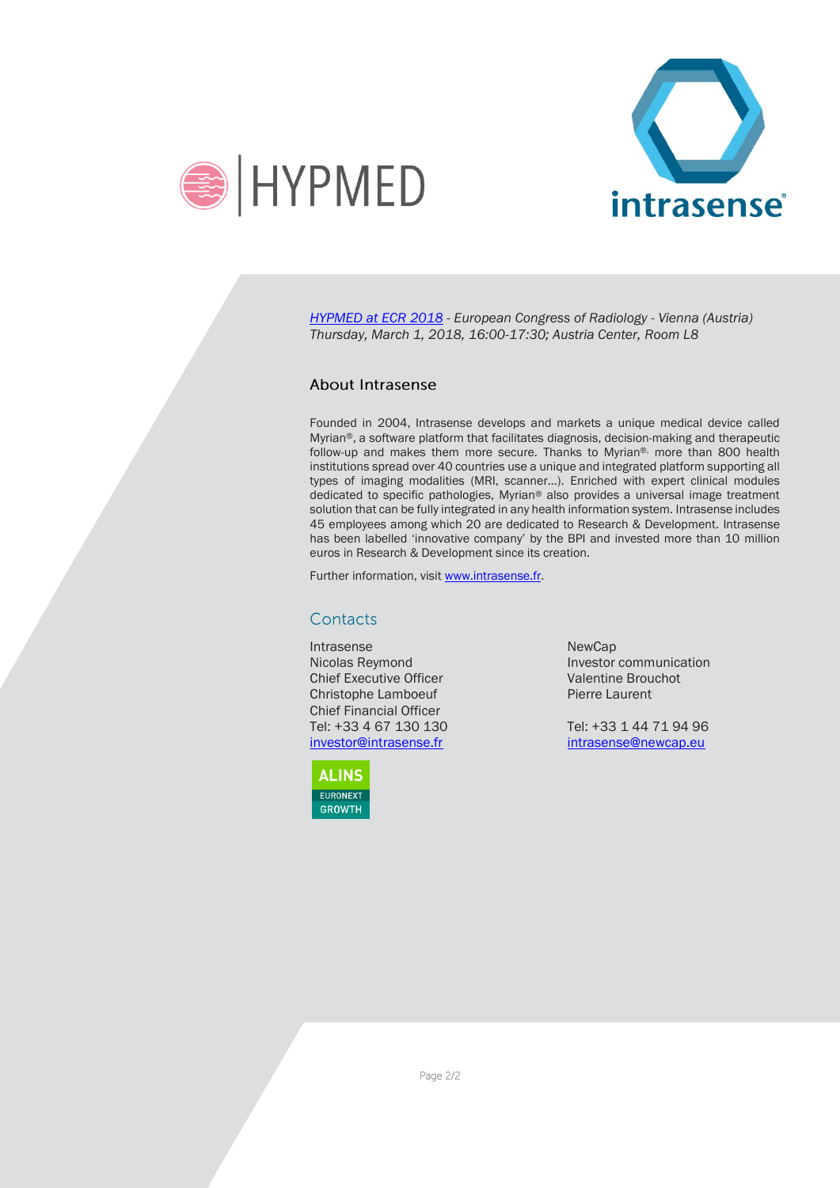*[HYPMED at ECR 2018](#) - European Congress of Radiology - Vienna (Austria)*
*Thursday, March 1, 2018, 16:00-17:30; Austria Center, Room L8*

## About Intrasense

Founded in 2004, Intrasense develops and markets a unique medical device called Myrian®, a software platform that facilitates diagnosis, decision-making and therapeutic follow-up and makes them more secure. Thanks to Myrian®, more than 800 health institutions spread over 40 countries use a unique and integrated platform supporting all types of imaging modalities (MRI, scanner…). Enriched with expert clinical modules dedicated to specific pathologies, Myrian® also provides a universal image treatment solution that can be fully integrated in any health information system. Intrasense includes 45 employees among which 20 are dedicated to Research & Development. Intrasense has been labelled 'innovative company' by the BPI and invested more than 10 million euros in Research & Development since its creation.

Further information, visit [www.intrasense.fr](http://www.intrasense.fr).

## Contacts

Intrasense
Nicolas Reymond
Chief Executive Officer
Christophe Lamboeuf
Chief Financial Officer
Tel: +33 4 67 130 130
[investor@intrasense.fr](mailto:investor@intrasense.fr)

NewCap
Investor communication
Valentine Brouchot
Pierre Laurent

Tel: +33 1 44 71 94 96
[intrasense@newcap.eu](mailto:intrasense@newcap.eu)

ALINS
EURONEXT
GROWTH